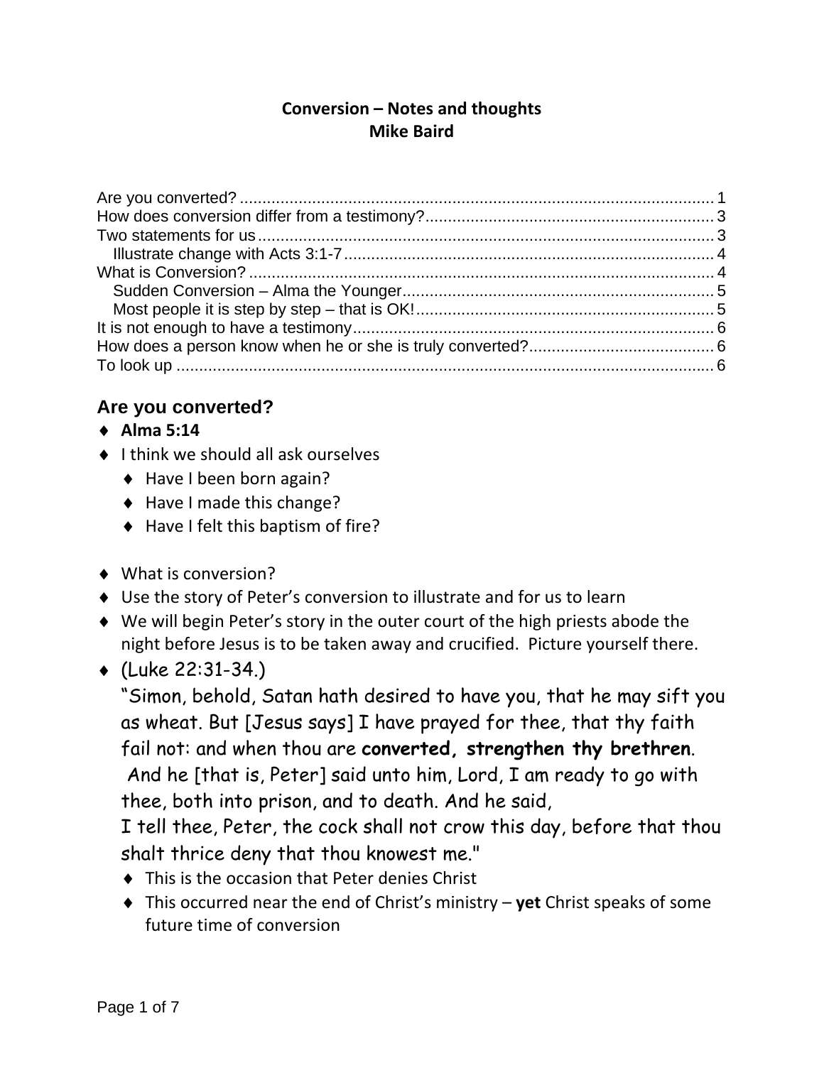**Conversion – Notes and thoughts**
**Mike Baird**

Are you converted? ........ 1
How does conversion differ from a testimony? ........ 3
Two statements for us ........ 3
  Illustrate change with Acts 3:1-7 ........ 4
What is Conversion? ........ 4
  Sudden Conversion – Alma the Younger ........ 5
  Most people it is step by step – that is OK! ........ 5
It is not enough to have a testimony ........ 6
How does a person know when he or she is truly converted? ........ 6
To look up ........ 6

## Are you converted?

- **Alma 5:14**
- I think we should all ask ourselves
  - Have I been born again?
  - Have I made this change?
  - Have I felt this baptism of fire?

- What is conversion?
- Use the story of Peter's conversion to illustrate and for us to learn
- We will begin Peter's story in the outer court of the high priests abode the night before Jesus is to be taken away and crucified. Picture yourself there.
- (Luke 22:31-34.)
  "Simon, behold, Satan hath desired to have you, that he may sift you as wheat. But [Jesus says] I have prayed for thee, that thy faith fail not: and when thou are **converted, strengthen thy brethren**.
  And he [that is, Peter] said unto him, Lord, I am ready to go with thee, both into prison, and to death. And he said,
  I tell thee, Peter, the cock shall not crow this day, before that thou shalt thrice deny that thou knowest me."
  - This is the occasion that Peter denies Christ
  - This occurred near the end of Christ's ministry – **yet** Christ speaks of some future time of conversion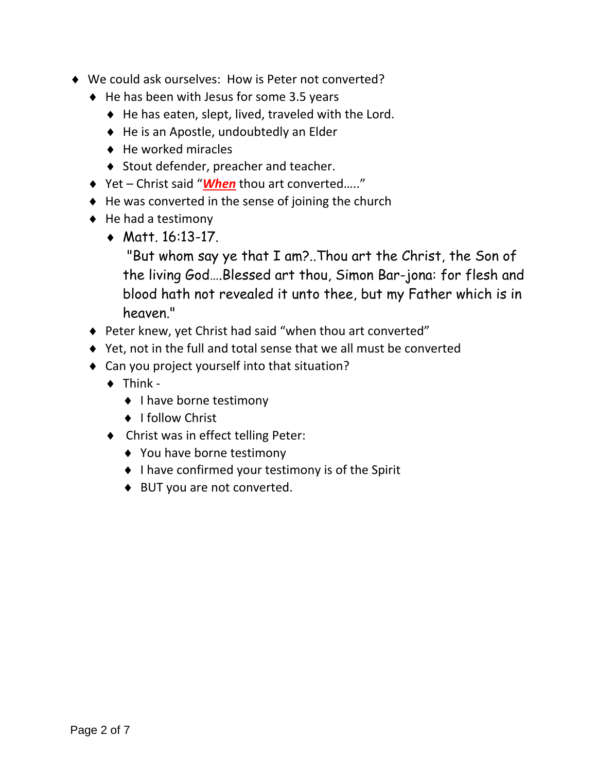- We could ask ourselves: How is Peter not converted?
  - He has been with Jesus for some 3.5 years
    - He has eaten, slept, lived, traveled with the Lord.
    - He is an Apostle, undoubtedly an Elder
    - He worked miracles
    - Stout defender, preacher and teacher.
  - Yet – Christ said "***When*** thou art converted….."
  - He was converted in the sense of joining the church
  - He had a testimony
    - Matt. 16:13-17.

      "But whom say ye that I am?..Thou art the Christ, the Son of the living God….Blessed art thou, Simon Bar-jona: for flesh and blood hath not revealed it unto thee, but my Father which is in heaven."
  - Peter knew, yet Christ had said "when thou art converted"
  - Yet, not in the full and total sense that we all must be converted
  - Can you project yourself into that situation?
    - Think -
      - I have borne testimony
      - I follow Christ
    - Christ was in effect telling Peter:
      - You have borne testimony
      - I have confirmed your testimony is of the Spirit
      - BUT you are not converted.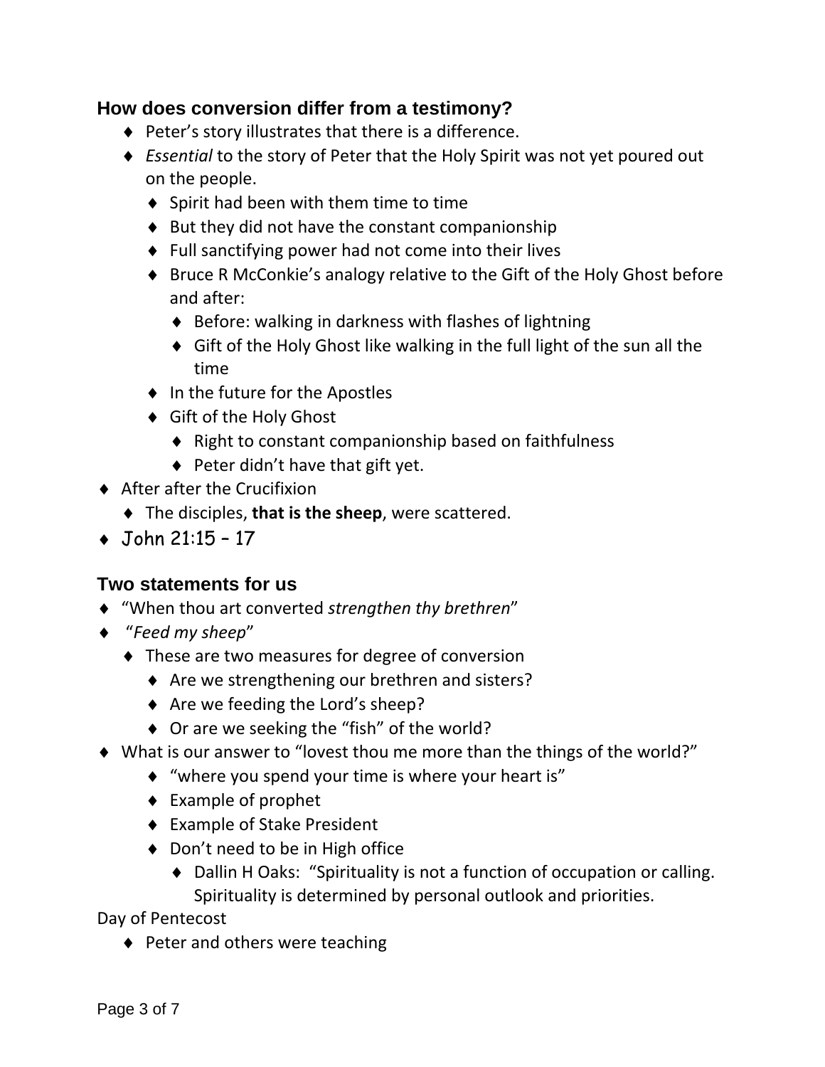## How does conversion differ from a testimony?

- Peter's story illustrates that there is a difference.
- *Essential* to the story of Peter that the Holy Spirit was not yet poured out on the people.
  - Spirit had been with them time to time
  - But they did not have the constant companionship
  - Full sanctifying power had not come into their lives
  - Bruce R McConkie's analogy relative to the Gift of the Holy Ghost before and after:
    - Before: walking in darkness with flashes of lightning
    - Gift of the Holy Ghost like walking in the full light of the sun all the time
  - In the future for the Apostles
  - Gift of the Holy Ghost
    - Right to constant companionship based on faithfulness
    - Peter didn't have that gift yet.
- After after the Crucifixion
  - The disciples, **that is the sheep**, were scattered.
- John 21:15 – 17

## Two statements for us

- "When thou art converted *strengthen thy brethren*"
- "*Feed my sheep*"
  - These are two measures for degree of conversion
    - Are we strengthening our brethren and sisters?
    - Are we feeding the Lord's sheep?
    - Or are we seeking the "fish" of the world?
- What is our answer to "lovest thou me more than the things of the world?"
    - "where you spend your time is where your heart is"
    - Example of prophet
    - Example of Stake President
    - Don't need to be in High office
      - Dallin H Oaks: "Spirituality is not a function of occupation or calling. Spirituality is determined by personal outlook and priorities.

Day of Pentecost

- Peter and others were teaching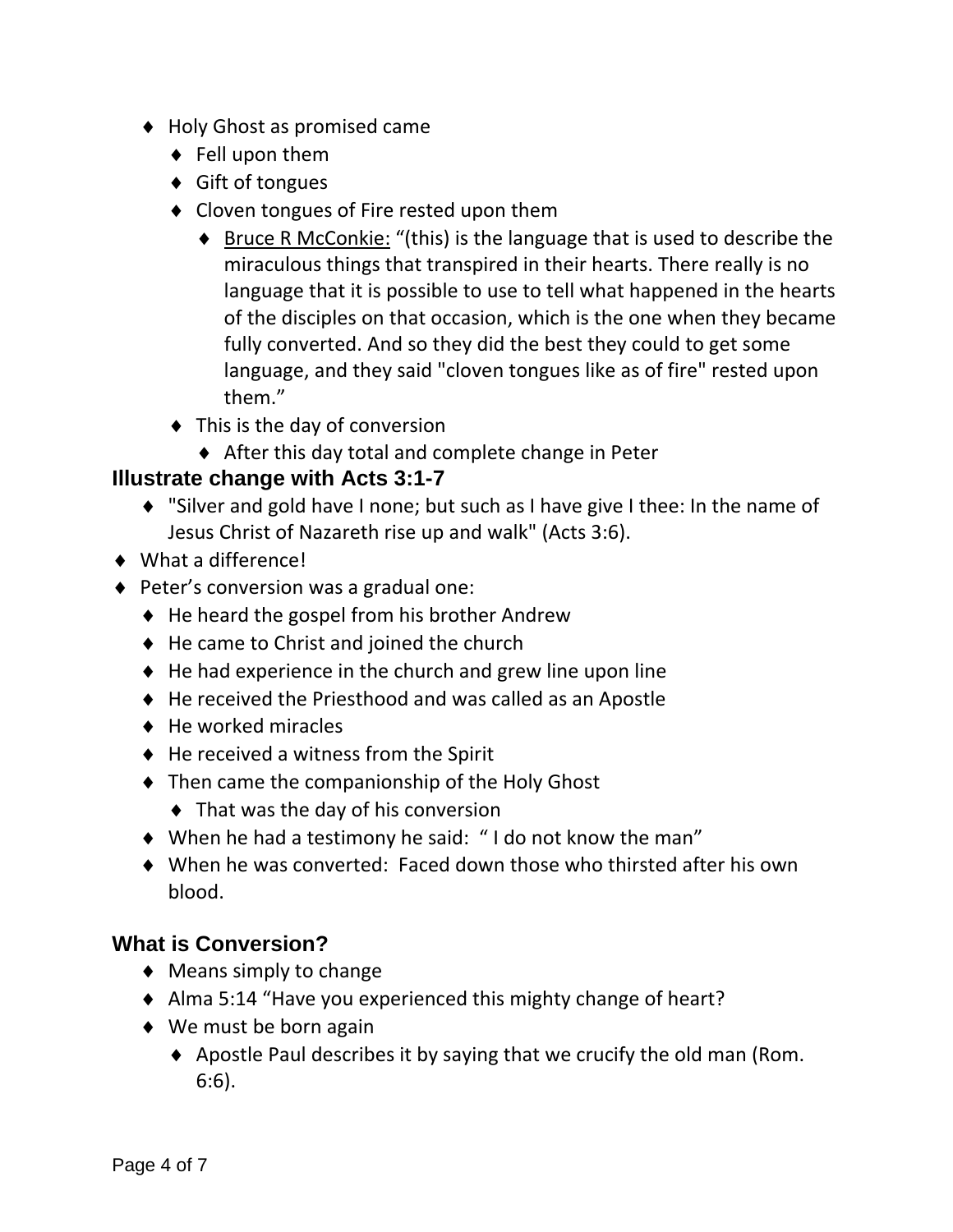- Holy Ghost as promised came
  - Fell upon them
  - Gift of tongues
  - Cloven tongues of Fire rested upon them
    - Bruce R McConkie: "(this) is the language that is used to describe the miraculous things that transpired in their hearts. There really is no language that it is possible to use to tell what happened in the hearts of the disciples on that occasion, which is the one when they became fully converted. And so they did the best they could to get some language, and they said "cloven tongues like as of fire" rested upon them."
  - This is the day of conversion
    - After this day total and complete change in Peter

### Illustrate change with Acts 3:1-7

- "Silver and gold have I none; but such as I have give I thee: In the name of Jesus Christ of Nazareth rise up and walk" (Acts 3:6).

- What a difference!
- Peter's conversion was a gradual one:
  - He heard the gospel from his brother Andrew
  - He came to Christ and joined the church
  - He had experience in the church and grew line upon line
  - He received the Priesthood and was called as an Apostle
  - He worked miracles
  - He received a witness from the Spirit
  - Then came the companionship of the Holy Ghost
    - That was the day of his conversion
  - When he had a testimony he said: " I do not know the man"
  - When he was converted: Faced down those who thirsted after his own blood.

### What is Conversion?

- Means simply to change
- Alma 5:14 "Have you experienced this mighty change of heart?
- We must be born again
  - Apostle Paul describes it by saying that we crucify the old man (Rom. 6:6).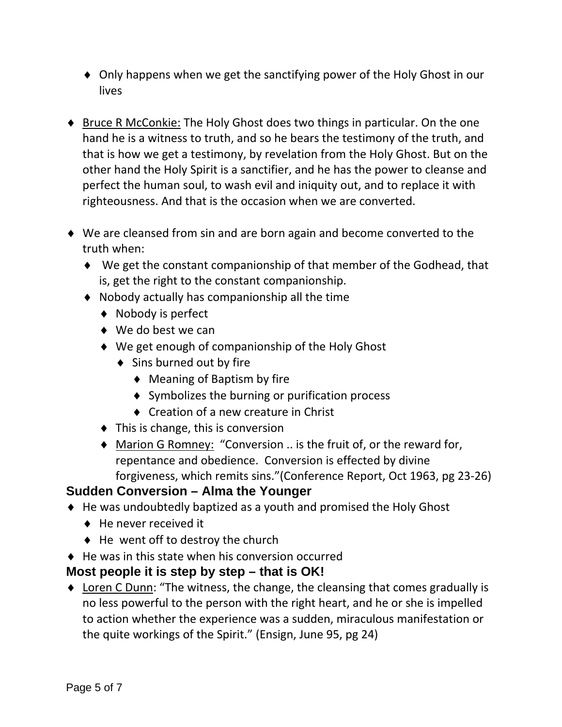- Only happens when we get the sanctifying power of the Holy Ghost in our lives

- Bruce R McConkie: The Holy Ghost does two things in particular. On the one hand he is a witness to truth, and so he bears the testimony of the truth, and that is how we get a testimony, by revelation from the Holy Ghost. But on the other hand the Holy Spirit is a sanctifier, and he has the power to cleanse and perfect the human soul, to wash evil and iniquity out, and to replace it with righteousness. And that is the occasion when we are converted.

- We are cleansed from sin and are born again and become converted to the truth when:
  - We get the constant companionship of that member of the Godhead, that is, get the right to the constant companionship.
  - Nobody actually has companionship all the time
    - Nobody is perfect
    - We do best we can
    - We get enough of companionship of the Holy Ghost
      - Sins burned out by fire
        - Meaning of Baptism by fire
        - Symbolizes the burning or purification process
        - Creation of a new creature in Christ
    - This is change, this is conversion
    - Marion G Romney: "Conversion .. is the fruit of, or the reward for, repentance and obedience. Conversion is effected by divine forgiveness, which remits sins."(Conference Report, Oct 1963, pg 23-26)

### Sudden Conversion – Alma the Younger

- He was undoubtedly baptized as a youth and promised the Holy Ghost
  - He never received it
  - He went off to destroy the church
- He was in this state when his conversion occurred

### Most people it is step by step – that is OK!

- Loren C Dunn: "The witness, the change, the cleansing that comes gradually is no less powerful to the person with the right heart, and he or she is impelled to action whether the experience was a sudden, miraculous manifestation or the quite workings of the Spirit." (Ensign, June 95, pg 24)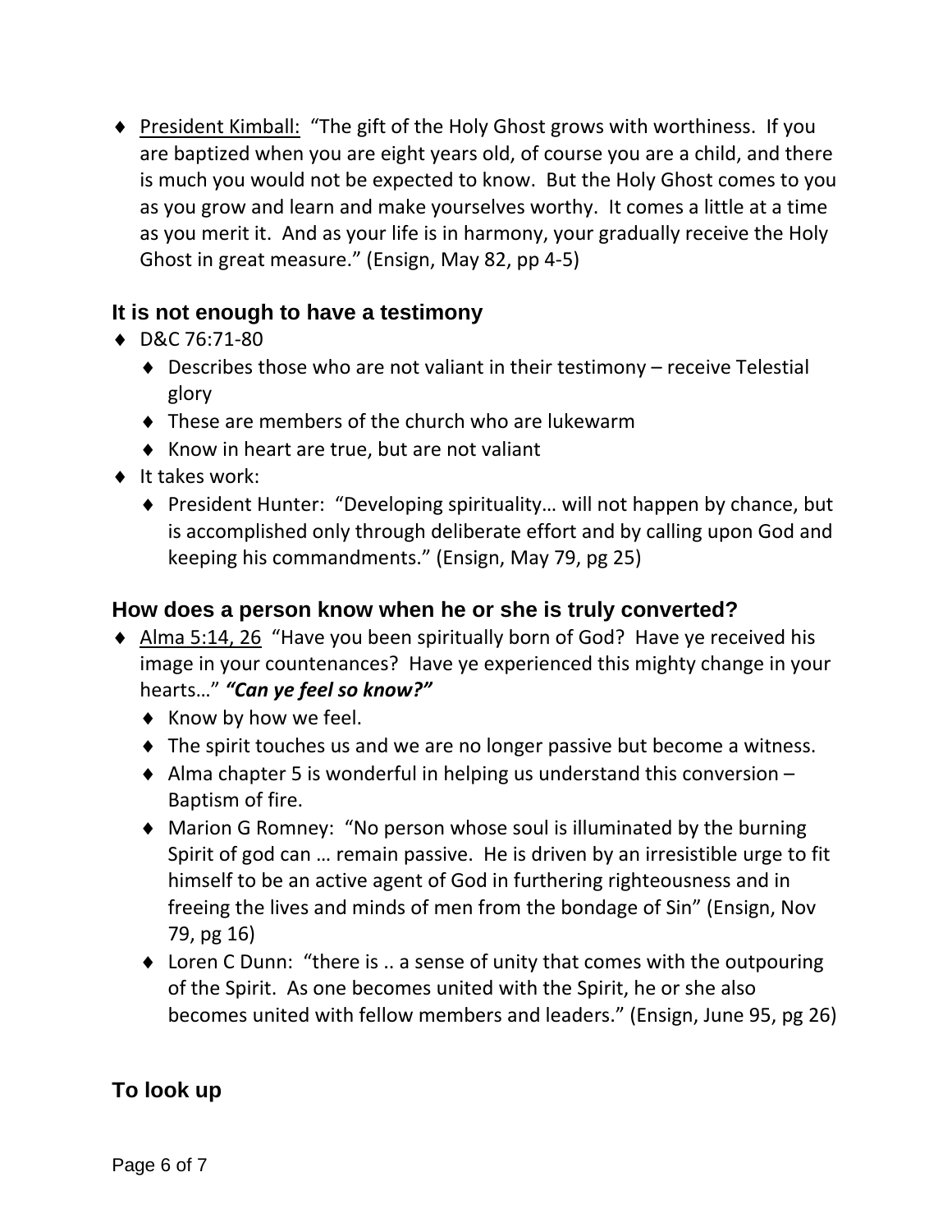- <u>President Kimball:</u> "The gift of the Holy Ghost grows with worthiness. If you are baptized when you are eight years old, of course you are a child, and there is much you would not be expected to know. But the Holy Ghost comes to you as you grow and learn and make yourselves worthy. It comes a little at a time as you merit it. And as your life is in harmony, your gradually receive the Holy Ghost in great measure." (Ensign, May 82, pp 4-5)

## It is not enough to have a testimony

- D&C 76:71-80
  - Describes those who are not valiant in their testimony – receive Telestial glory
  - These are members of the church who are lukewarm
  - Know in heart are true, but are not valiant
- It takes work:
  - President Hunter: "Developing spirituality… will not happen by chance, but is accomplished only through deliberate effort and by calling upon God and keeping his commandments." (Ensign, May 79, pg 25)

## How does a person know when he or she is truly converted?

- <u>Alma 5:14, 26</u> "Have you been spiritually born of God? Have ye received his image in your countenances? Have ye experienced this mighty change in your hearts…" ***"Can ye feel so know?"***
  - Know by how we feel.
  - The spirit touches us and we are no longer passive but become a witness.
  - Alma chapter 5 is wonderful in helping us understand this conversion – Baptism of fire.
  - Marion G Romney: "No person whose soul is illuminated by the burning Spirit of god can … remain passive. He is driven by an irresistible urge to fit himself to be an active agent of God in furthering righteousness and in freeing the lives and minds of men from the bondage of Sin" (Ensign, Nov 79, pg 16)
  - Loren C Dunn: "there is .. a sense of unity that comes with the outpouring of the Spirit. As one becomes united with the Spirit, he or she also becomes united with fellow members and leaders." (Ensign, June 95, pg 26)

## To look up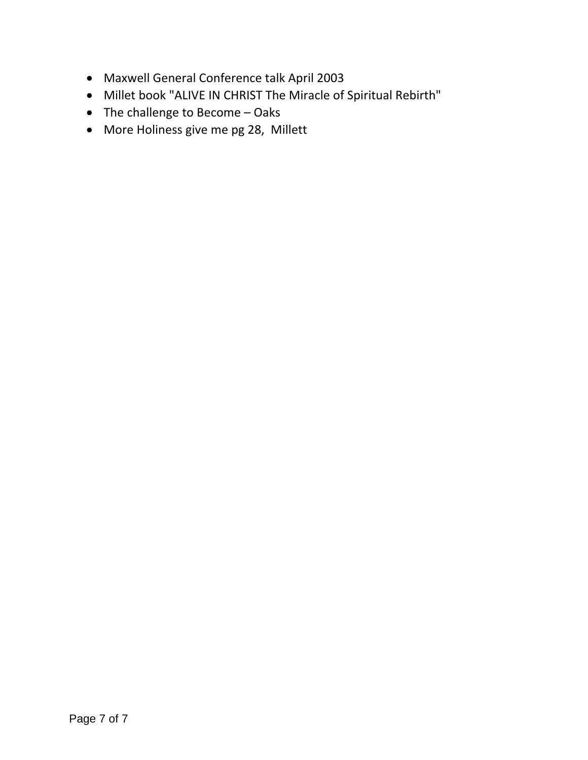- Maxwell General Conference talk April 2003
- Millet book "ALIVE IN CHRIST The Miracle of Spiritual Rebirth"
- The challenge to Become – Oaks
- More Holiness give me pg 28,  Millett